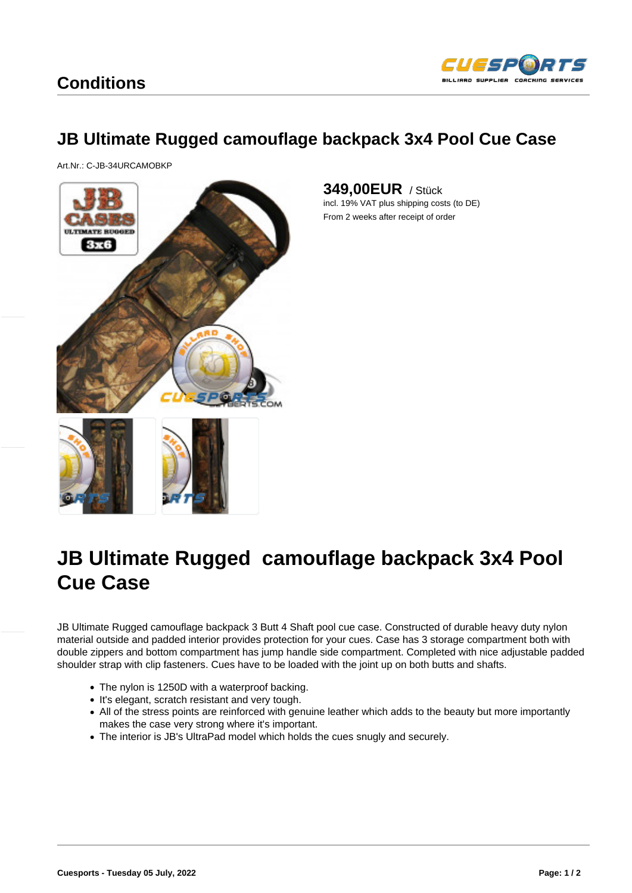## Conditions

# JB Ultimate Rugged camouflage backpack 3x4 Pool Cue Case

Art.Nr.: C-JB-34URCAMOBKP

**349,00EUR** / Stück

incl. 19% VAT plus shipping costs (to DE)

From 2 weeks after receipt of order

# JB Ultimate Rugged camouflage backpack 3x4 Pool Cue Case

JB Ultimate Rugged camouflage backpack 3 Butt 4 Shaft pool cue case. Constructed of durable heavy duty nylon material outside and padded interior provides protection for your cues. Case has 3 storage compartment both with double zippers and bottom compartment has jump handle side compartment. Completed with nice adjustable padded shoulder strap with clip fasteners. Cues have to be loaded with the joint up on both butts and shafts.

- The nylon is 1250D with a waterproof backing.
- It's elegant, scratch resistant and very tough.
- All of the stress points are reinforced with genuine leather which adds to the beauty but more importantly makes the case very strong where it's important.
- The interior is JB's UltraPad model which holds the cues snugly and securely.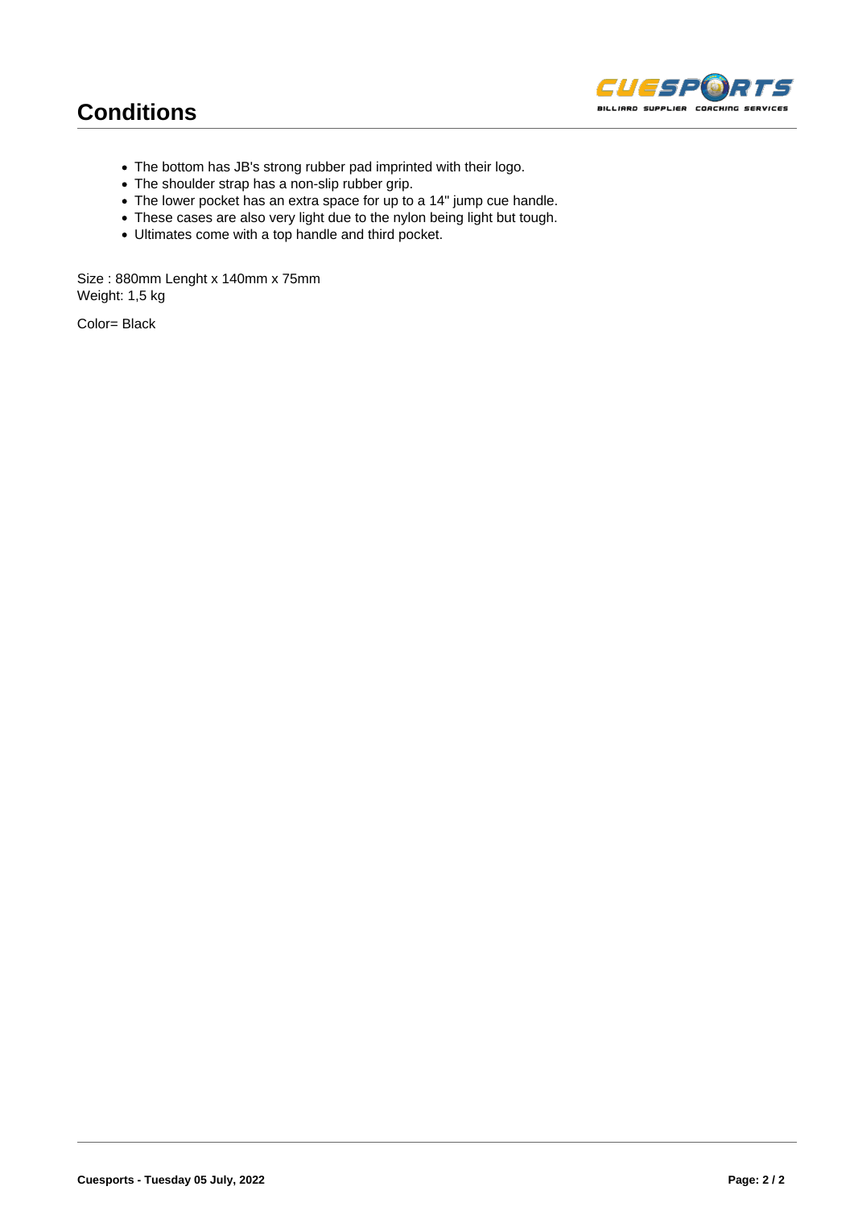# Conditions

- The bottom has JB's strong rubber pad imprinted with their logo.
- The shoulder strap has a non-slip rubber grip.
- The lower pocket has an extra space for up to a 14" jump cue handle.
- These cases are also very light due to the nylon being light but tough.
- Ultimates come with a top handle and third pocket.

Size : 880mm Lenght x 140mm x 75mm
Weight: 1,5 kg

Color= Black